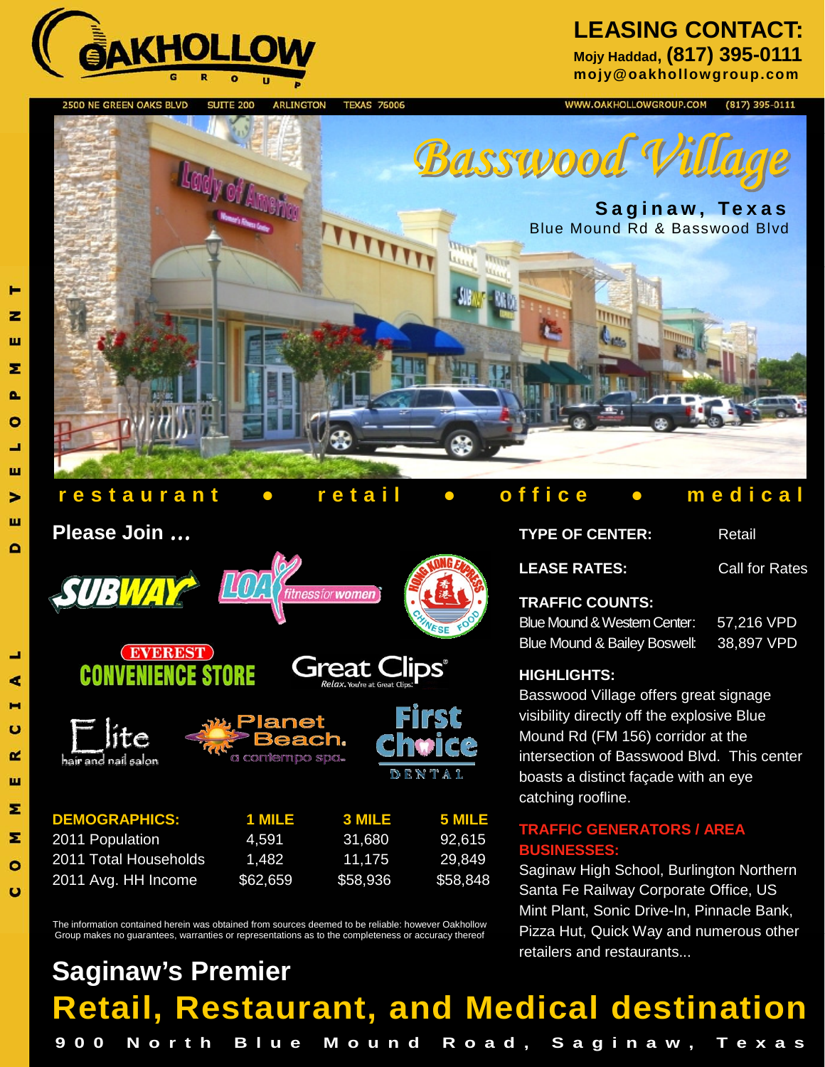# OAKHOLLOW GROUP

**LEASING CONTACT:**
Mojy Haddad, (817) 395-0111
mojy@oakhollowgroup.com

2500 NE GREEN OAKS BLVD SUITE 200 ARLINGTON TEXAS 76006 WWW.OAKHOLLOWGROUP.COM (817) 395-0111

COMMERCIAL DEVELOPMENT

# Basswood Village

**Saginaw, Texas**
Blue Mound Rd & Basswood Blvd

restaurant • retail • office • medical

## Please Join …

SUBWAY
LOA fitness for women
Hong Kong Express Chinese Food
EVEREST CONVENIENCE STORE
Great Clips Relax. You're at Great Clips.
Elite hair and nail salon
Planet Beach. a contempo spa.
First Choice DENTAL

| DEMOGRAPHICS: | 1 MILE | 3 MILE | 5 MILE |
|---|---|---|---|
| 2011 Population | 4,591 | 31,680 | 92,615 |
| 2011 Total Households | 1,482 | 11,175 | 29,849 |
| 2011 Avg. HH Income | $62,659 | $58,936 | $58,848 |

The information contained herein was obtained from sources deemed to be reliable: however Oakhollow Group makes no guarantees, warranties or representations as to the completeness or accuracy thereof

**TYPE OF CENTER:** Retail

**LEASE RATES:** Call for Rates

**TRAFFIC COUNTS:**

| | |
|---|---|
| Blue Mound & Western Center: | 57,216 VPD |
| Blue Mound & Bailey Boswell: | 38,897 VPD |

**HIGHLIGHTS:**

Basswood Village offers great signage visibility directly off the explosive Blue Mound Rd (FM 156) corridor at the intersection of Basswood Blvd. This center boasts a distinct façade with an eye catching roofline.

**TRAFFIC GENERATORS / AREA BUSINESSES:**

Saginaw High School, Burlington Northern Santa Fe Railway Corporate Office, US Mint Plant, Sonic Drive-In, Pinnacle Bank, Pizza Hut, Quick Way and numerous other retailers and restaurants...

## Saginaw's Premier
# Retail, Restaurant, and Medical destination

900 North Blue Mound Road, Saginaw, Texas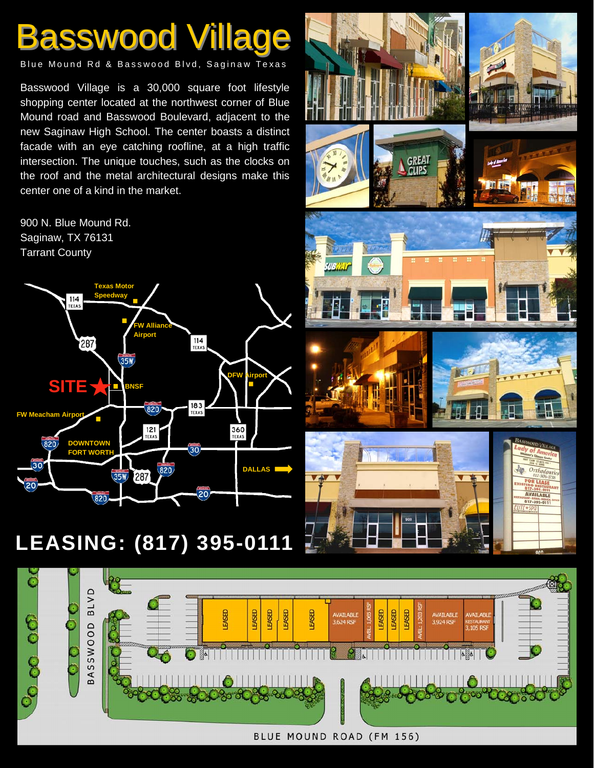# Basswood Village

Blue Mound Rd & Basswood Blvd, Saginaw Texas

Basswood Village is a 30,000 square foot lifestyle shopping center located at the northwest corner of Blue Mound road and Basswood Boulevard, adjacent to the new Saginaw High School. The center boasts a distinct facade with an eye catching roofline, at a high traffic intersection. The unique touches, such as the clocks on the roof and the metal architectural designs make this center one of a kind in the market.

900 N. Blue Mound Rd.
Saginaw, TX 76131
Tarrant County

Texas Motor Speedway
FW Alliance Airport
DFW Airport
SITE
BNSF
FW Meacham Airport
DOWNTOWN FORT WORTH
DALLAS
114
287
35W
820
183
121
360
30
20

## LEASING: (817) 395-0111

BASSWOOD BLVD

LEASED
LEASED
LEASED
LEASED
LEASED
AVAILABLE 3,624 RSF
AVBL: 1,065 RSF
LEASED
LEASED
LEASED
AVBL: 1,203 RSF
AVAILABLE 3,924 RSF
AVAILABLE RESTAURANT 3,105 RSF

BLUE MOUND ROAD (FM 156)